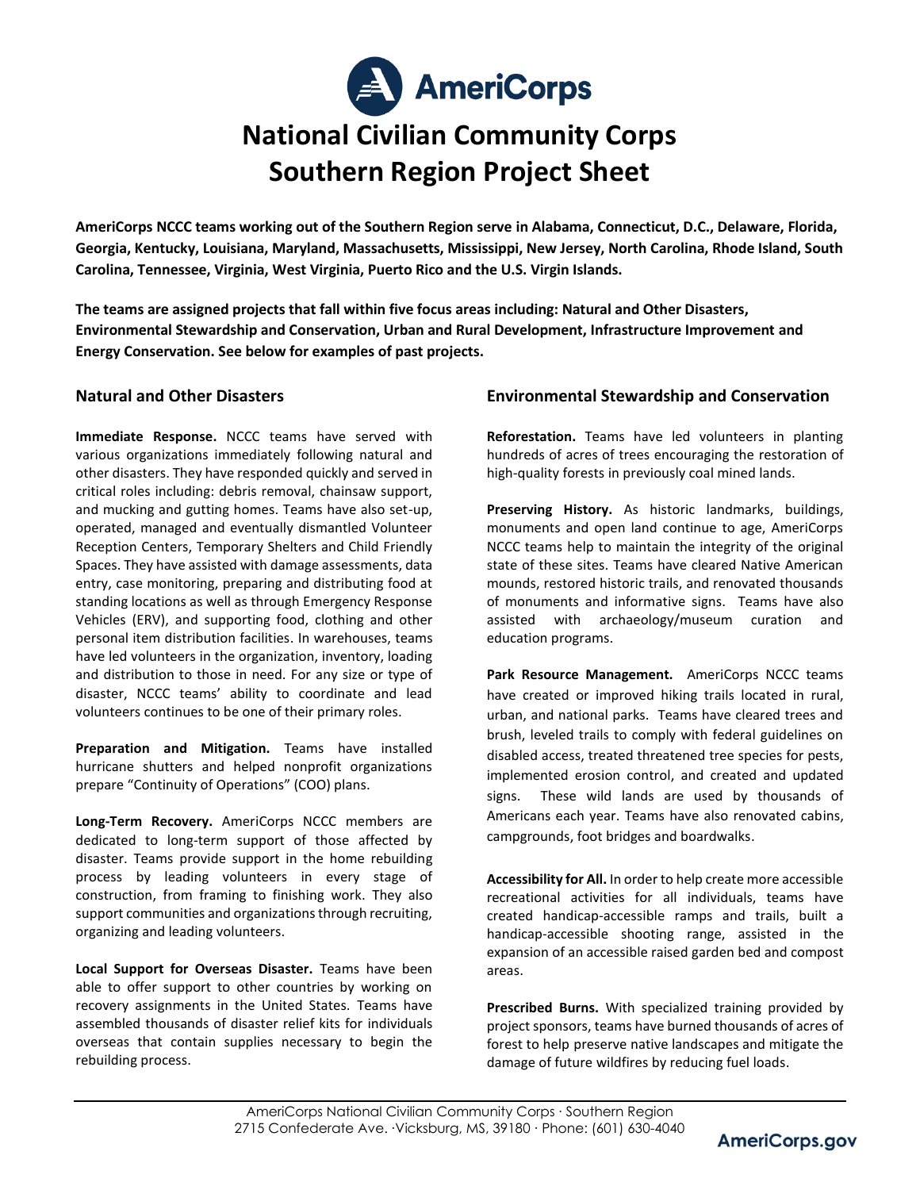# AmeriCorps

# National Civilian Community Corps Southern Region Project Sheet

**AmeriCorps NCCC teams working out of the Southern Region serve in Alabama, Connecticut, D.C., Delaware, Florida, Georgia, Kentucky, Louisiana, Maryland, Massachusetts, Mississippi, New Jersey, North Carolina, Rhode Island, South Carolina, Tennessee, Virginia, West Virginia, Puerto Rico and the U.S. Virgin Islands.**

**The teams are assigned projects that fall within five focus areas including: Natural and Other Disasters, Environmental Stewardship and Conservation, Urban and Rural Development, Infrastructure Improvement and Energy Conservation. See below for examples of past projects.**

## Natural and Other Disasters

**Immediate Response.** NCCC teams have served with various organizations immediately following natural and other disasters. They have responded quickly and served in critical roles including: debris removal, chainsaw support, and mucking and gutting homes. Teams have also set-up, operated, managed and eventually dismantled Volunteer Reception Centers, Temporary Shelters and Child Friendly Spaces. They have assisted with damage assessments, data entry, case monitoring, preparing and distributing food at standing locations as well as through Emergency Response Vehicles (ERV), and supporting food, clothing and other personal item distribution facilities. In warehouses, teams have led volunteers in the organization, inventory, loading and distribution to those in need. For any size or type of disaster, NCCC teams' ability to coordinate and lead volunteers continues to be one of their primary roles.

**Preparation and Mitigation.** Teams have installed hurricane shutters and helped nonprofit organizations prepare "Continuity of Operations" (COO) plans.

**Long-Term Recovery.** AmeriCorps NCCC members are dedicated to long-term support of those affected by disaster. Teams provide support in the home rebuilding process by leading volunteers in every stage of construction, from framing to finishing work. They also support communities and organizations through recruiting, organizing and leading volunteers.

**Local Support for Overseas Disaster.** Teams have been able to offer support to other countries by working on recovery assignments in the United States. Teams have assembled thousands of disaster relief kits for individuals overseas that contain supplies necessary to begin the rebuilding process.

## Environmental Stewardship and Conservation

**Reforestation.** Teams have led volunteers in planting hundreds of acres of trees encouraging the restoration of high-quality forests in previously coal mined lands.

**Preserving History.** As historic landmarks, buildings, monuments and open land continue to age, AmeriCorps NCCC teams help to maintain the integrity of the original state of these sites. Teams have cleared Native American mounds, restored historic trails, and renovated thousands of monuments and informative signs. Teams have also assisted with archaeology/museum curation and education programs.

**Park Resource Management.** AmeriCorps NCCC teams have created or improved hiking trails located in rural, urban, and national parks. Teams have cleared trees and brush, leveled trails to comply with federal guidelines on disabled access, treated threatened tree species for pests, implemented erosion control, and created and updated signs. These wild lands are used by thousands of Americans each year. Teams have also renovated cabins, campgrounds, foot bridges and boardwalks.

**Accessibility for All.** In order to help create more accessible recreational activities for all individuals, teams have created handicap-accessible ramps and trails, built a handicap-accessible shooting range, assisted in the expansion of an accessible raised garden bed and compost areas.

**Prescribed Burns.** With specialized training provided by project sponsors, teams have burned thousands of acres of forest to help preserve native landscapes and mitigate the damage of future wildfires by reducing fuel loads.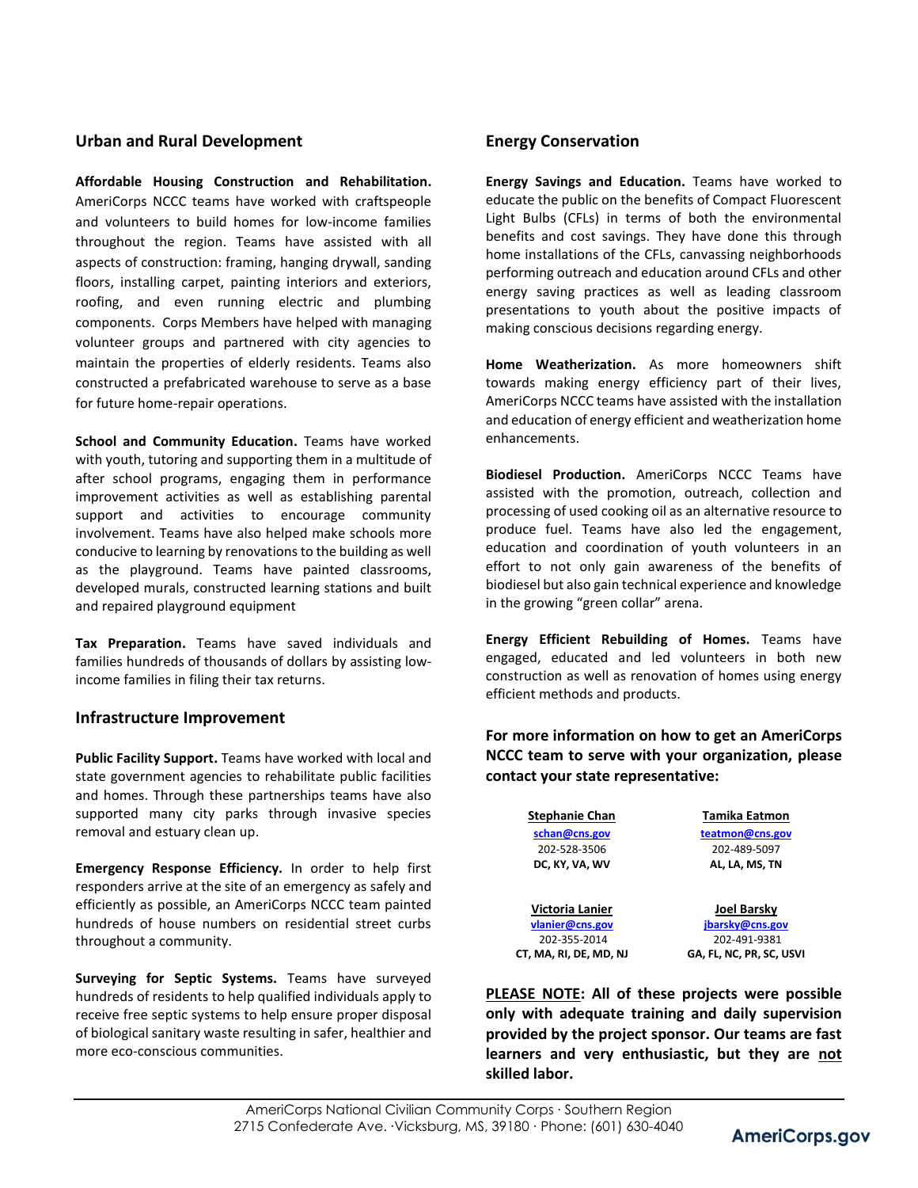## Urban and Rural Development

**Affordable Housing Construction and Rehabilitation.** AmeriCorps NCCC teams have worked with craftspeople and volunteers to build homes for low-income families throughout the region. Teams have assisted with all aspects of construction: framing, hanging drywall, sanding floors, installing carpet, painting interiors and exteriors, roofing, and even running electric and plumbing components. Corps Members have helped with managing volunteer groups and partnered with city agencies to maintain the properties of elderly residents. Teams also constructed a prefabricated warehouse to serve as a base for future home-repair operations.

**School and Community Education.** Teams have worked with youth, tutoring and supporting them in a multitude of after school programs, engaging them in performance improvement activities as well as establishing parental support and activities to encourage community involvement. Teams have also helped make schools more conducive to learning by renovations to the building as well as the playground. Teams have painted classrooms, developed murals, constructed learning stations and built and repaired playground equipment

**Tax Preparation.** Teams have saved individuals and families hundreds of thousands of dollars by assisting low-income families in filing their tax returns.

## Infrastructure Improvement

**Public Facility Support.** Teams have worked with local and state government agencies to rehabilitate public facilities and homes. Through these partnerships teams have also supported many city parks through invasive species removal and estuary clean up.

**Emergency Response Efficiency.** In order to help first responders arrive at the site of an emergency as safely and efficiently as possible, an AmeriCorps NCCC team painted hundreds of house numbers on residential street curbs throughout a community.

**Surveying for Septic Systems.** Teams have surveyed hundreds of residents to help qualified individuals apply to receive free septic systems to help ensure proper disposal of biological sanitary waste resulting in safer, healthier and more eco-conscious communities.

## Energy Conservation

**Energy Savings and Education.** Teams have worked to educate the public on the benefits of Compact Fluorescent Light Bulbs (CFLs) in terms of both the environmental benefits and cost savings. They have done this through home installations of the CFLs, canvassing neighborhoods performing outreach and education around CFLs and other energy saving practices as well as leading classroom presentations to youth about the positive impacts of making conscious decisions regarding energy.

**Home Weatherization.** As more homeowners shift towards making energy efficiency part of their lives, AmeriCorps NCCC teams have assisted with the installation and education of energy efficient and weatherization home enhancements.

**Biodiesel Production.** AmeriCorps NCCC Teams have assisted with the promotion, outreach, collection and processing of used cooking oil as an alternative resource to produce fuel. Teams have also led the engagement, education and coordination of youth volunteers in an effort to not only gain awareness of the benefits of biodiesel but also gain technical experience and knowledge in the growing "green collar" arena.

**Energy Efficient Rebuilding of Homes.** Teams have engaged, educated and led volunteers in both new construction as well as renovation of homes using energy efficient methods and products.

**For more information on how to get an AmeriCorps NCCC team to serve with your organization, please contact your state representative:**

| | |
|---|---|
| **Stephanie Chan**<br>schan@cns.gov<br>202-528-3506<br>**DC, KY, VA, WV** | **Tamika Eatmon**<br>teatmon@cns.gov<br>202-489-5097<br>**AL, LA, MS, TN** |
| **Victoria Lanier**<br>vlanier@cns.gov<br>202-355-2014<br>**CT, MA, RI, DE, MD, NJ** | **Joel Barsky**<br>jbarsky@cns.gov<br>202-491-9381<br>**GA, FL, NC, PR, SC, USVI** |

**PLEASE NOTE: All of these projects were possible only with adequate training and daily supervision provided by the project sponsor. Our teams are fast learners and very enthusiastic, but they are not skilled labor.**

AmeriCorps National Civilian Community Corps · Southern Region
2715 Confederate Ave. ·Vicksburg, MS, 39180 · Phone: (601) 630-4040

AmeriCorps.gov